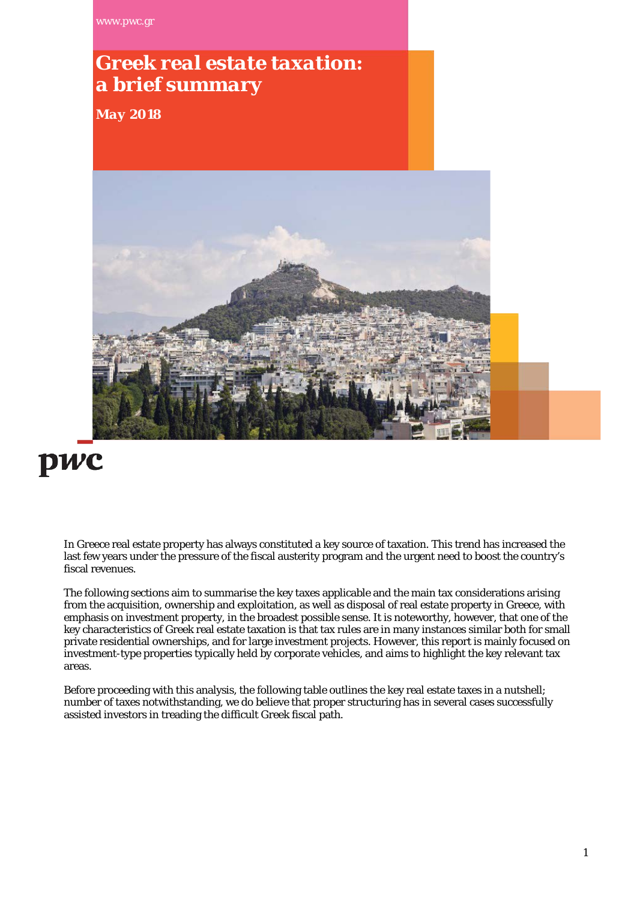www.pwc.gr

# Greek real estate taxation: a brief summary

**May 2018**

pwc

In Greece real estate property has always constituted a key source of taxation. This trend has increased the last few years under the pressure of the fiscal austerity program and the urgent need to boost the country's fiscal revenues.

The following sections aim to summarise the key taxes applicable and the main tax considerations arising from the acquisition, ownership and exploitation, as well as disposal of real estate property in Greece, with emphasis on investment property, in the broadest possible sense. It is noteworthy, however, that one of the key characteristics of Greek real estate taxation is that tax rules are in many instances similar both for small private residential ownerships, and for large investment projects. However, this report is mainly focused on investment-type properties typically held by corporate vehicles, and aims to highlight the key relevant tax areas.

Before proceeding with this analysis, the following table outlines the key real estate taxes in a nutshell; number of taxes notwithstanding, we do believe that proper structuring has in several cases successfully assisted investors in treading the difficult Greek fiscal path.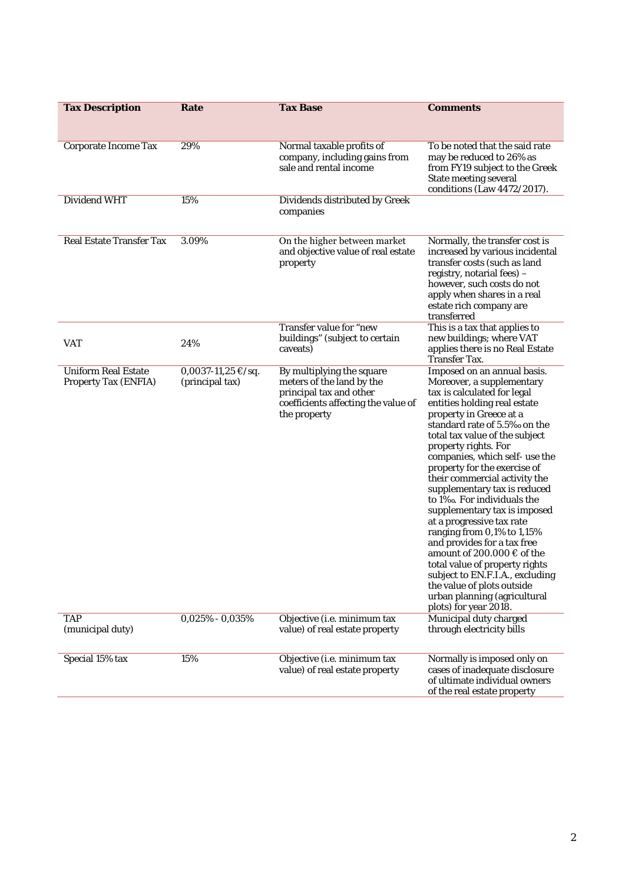| Tax Description | Rate | Tax Base | Comments |
|---|---|---|---|
| Corporate Income Tax | 29% | Normal taxable profits of company, including gains from sale and rental income | To be noted that the said rate may be reduced to 26% as from FY19 subject to the Greek State meeting several conditions (Law 4472/2017). |
| Dividend WHT | 15% | Dividends distributed by Greek companies | |
| Real Estate Transfer Tax | 3.09% | On the higher between market and objective value of real estate property | Normally, the transfer cost is increased by various incidental transfer costs (such as land registry, notarial fees) – however, such costs do not apply when shares in a real estate rich company are transferred |
| VAT | 24% | Transfer value for "new buildings" (subject to certain caveats) | This is a tax that applies to new buildings; where VAT applies there is no Real Estate Transfer Tax. |
| Uniform Real Estate Property Tax (ENFIA) | 0,0037-11,25 €/sq. (principal tax) | By multiplying the square meters of the land by the principal tax and other coefficients affecting the value of the property | Imposed on an annual basis. Moreover, a supplementary tax is calculated for legal entities holding real estate property in Greece at a standard rate of 5.5‰ on the total tax value of the subject property rights. For companies, which self- use the property for the exercise of their commercial activity the supplementary tax is reduced to 1‰. For individuals the supplementary tax is imposed at a progressive tax rate ranging from 0,1% to 1,15% and provides for a tax free amount of 200.000 € of the total value of property rights subject to EN.F.I.A., excluding the value of plots outside urban planning (agricultural plots) for year 2018. |
| TAP (municipal duty) | 0,025% - 0,035% | Objective (i.e. minimum tax value) of real estate property | Municipal duty charged through electricity bills |
| Special 15% tax | 15% | Objective (i.e. minimum tax value) of real estate property | Normally is imposed only on cases of inadequate disclosure of ultimate individual owners of the real estate property |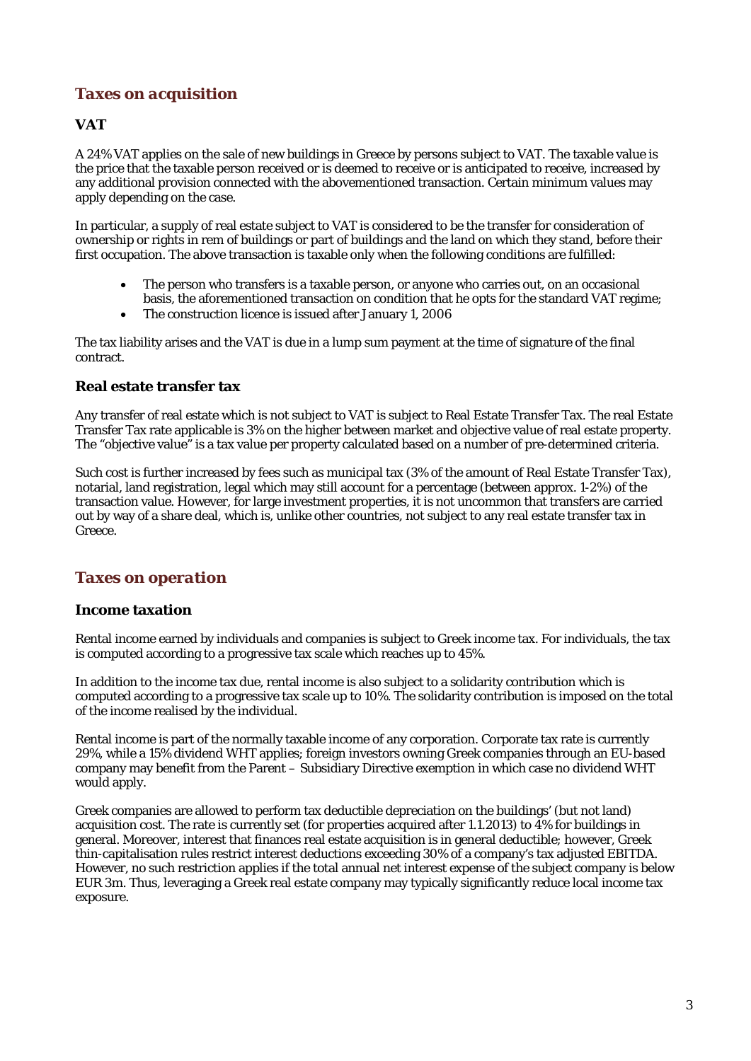## *Taxes on acquisition*

### VAT

A 24% VAT applies on the sale of new buildings in Greece by persons subject to VAT. The taxable value is the price that the taxable person received or is deemed to receive or is anticipated to receive, increased by any additional provision connected with the abovementioned transaction. Certain minimum values may apply depending on the case.

In particular, a supply of real estate subject to VAT is considered to be the transfer for consideration of ownership or rights in rem of buildings or part of buildings and the land on which they stand, before their first occupation. The above transaction is taxable only when the following conditions are fulfilled:

- The person who transfers is a taxable person, or anyone who carries out, on an occasional basis, the aforementioned transaction on condition that he opts for the standard VAT regime;
- The construction licence is issued after January 1, 2006

The tax liability arises and the VAT is due in a lump sum payment at the time of signature of the final contract.

### Real estate transfer tax

Any transfer of real estate which is not subject to VAT is subject to Real Estate Transfer Tax. The real Estate Transfer Tax rate applicable is 3% on the higher between market and objective value of real estate property. The "objective value" is a tax value per property calculated based on a number of pre-determined criteria.

Such cost is further increased by fees such as municipal tax (3% of the amount of Real Estate Transfer Tax), notarial, land registration, legal which may still account for a percentage (between approx. 1-2%) of the transaction value. However, for large investment properties, it is not uncommon that transfers are carried out by way of a share deal, which is, unlike other countries, not subject to any real estate transfer tax in Greece.

## *Taxes on operation*

### Income taxation

Rental income earned by individuals and companies is subject to Greek income tax. For individuals, the tax is computed according to a progressive tax scale which reaches up to 45%.

In addition to the income tax due, rental income is also subject to a solidarity contribution which is computed according to a progressive tax scale up to 10%. The solidarity contribution is imposed on the total of the income realised by the individual.

Rental income is part of the normally taxable income of any corporation. Corporate tax rate is currently 29%, while a 15% dividend WHT applies; foreign investors owning Greek companies through an EU-based company may benefit from the Parent – Subsidiary Directive exemption in which case no dividend WHT would apply.

Greek companies are allowed to perform tax deductible depreciation on the buildings' (but not land) acquisition cost. The rate is currently set (for properties acquired after 1.1.2013) to 4% for buildings in general. Moreover, interest that finances real estate acquisition is in general deductible; however, Greek thin-capitalisation rules restrict interest deductions exceeding 30% of a company's tax adjusted EBITDA. However, no such restriction applies if the total annual net interest expense of the subject company is below EUR 3m. Thus, leveraging a Greek real estate company may typically significantly reduce local income tax exposure.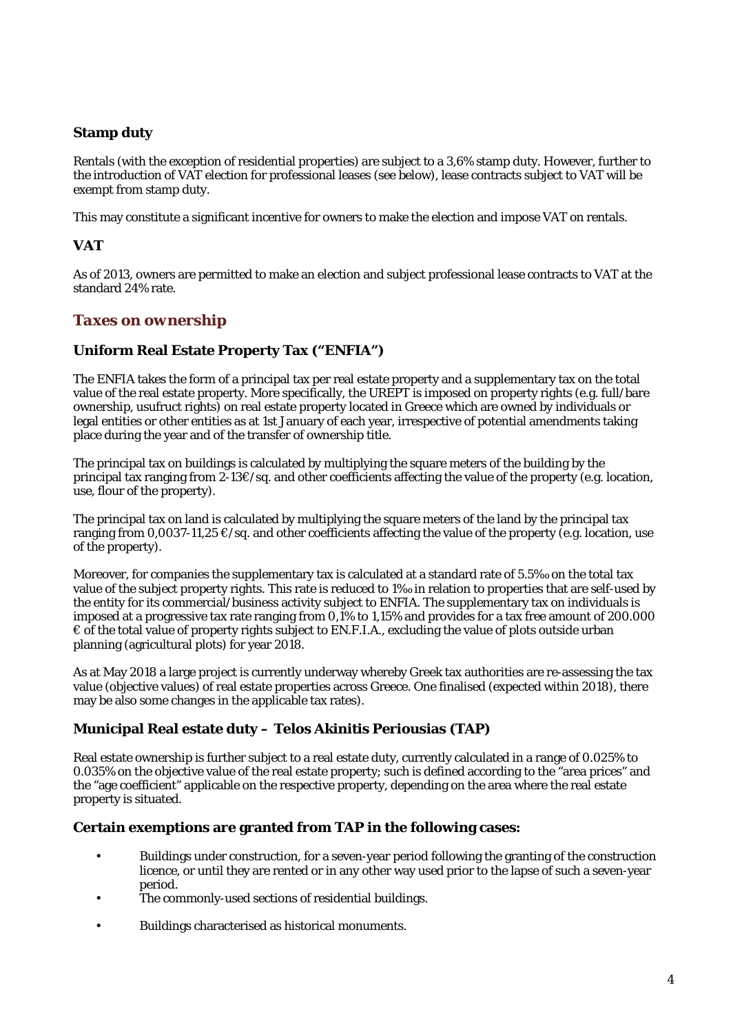### Stamp duty

Rentals (with the exception of residential properties) are subject to a 3,6% stamp duty. However, further to the introduction of VAT election for professional leases (see below), lease contracts subject to VAT will be exempt from stamp duty.

This may constitute a significant incentive for owners to make the election and impose VAT on rentals.

### VAT

As of 2013, owners are permitted to make an election and subject professional lease contracts to VAT at the standard 24% rate.

## Taxes on ownership

### Uniform Real Estate Property Tax ("ENFIA")

The ENFIA takes the form of a principal tax per real estate property and a supplementary tax on the total value of the real estate property. More specifically, the UREPT is imposed on property rights (e.g. full/bare ownership, usufruct rights) on real estate property located in Greece which are owned by individuals or legal entities or other entities as at 1st January of each year, irrespective of potential amendments taking place during the year and of the transfer of ownership title.

The principal tax on buildings is calculated by multiplying the square meters of the building by the principal tax ranging from 2-13€/sq. and other coefficients affecting the value of the property (e.g. location, use, flour of the property).

The principal tax on land is calculated by multiplying the square meters of the land by the principal tax ranging from 0,0037-11,25 €/sq. and other coefficients affecting the value of the property (e.g. location, use of the property).

Moreover, for companies the supplementary tax is calculated at a standard rate of 5.5‰ on the total tax value of the subject property rights. This rate is reduced to 1‰ in relation to properties that are self-used by the entity for its commercial/business activity subject to ENFIA. The supplementary tax on individuals is imposed at a progressive tax rate ranging from 0,1% to 1,15% and provides for a tax free amount of 200.000 € of the total value of property rights subject to EN.F.I.A., excluding the value of plots outside urban planning (agricultural plots) for year 2018.

As at May 2018 a large project is currently underway whereby Greek tax authorities are re-assessing the tax value (objective values) of real estate properties across Greece. One finalised (expected within 2018), there may be also some changes in the applicable tax rates).

### Municipal Real estate duty – Telos Akinitis Periousias (TAP)

Real estate ownership is further subject to a real estate duty, currently calculated in a range of 0.025% to 0.035% on the objective value of the real estate property; such is defined according to the "area prices" and the "age coefficient" applicable on the respective property, depending on the area where the real estate property is situated.

### Certain exemptions are granted from TAP in the following cases:

- Buildings under construction, for a seven-year period following the granting of the construction licence, or until they are rented or in any other way used prior to the lapse of such a seven-year period.
- The commonly-used sections of residential buildings.
- Buildings characterised as historical monuments.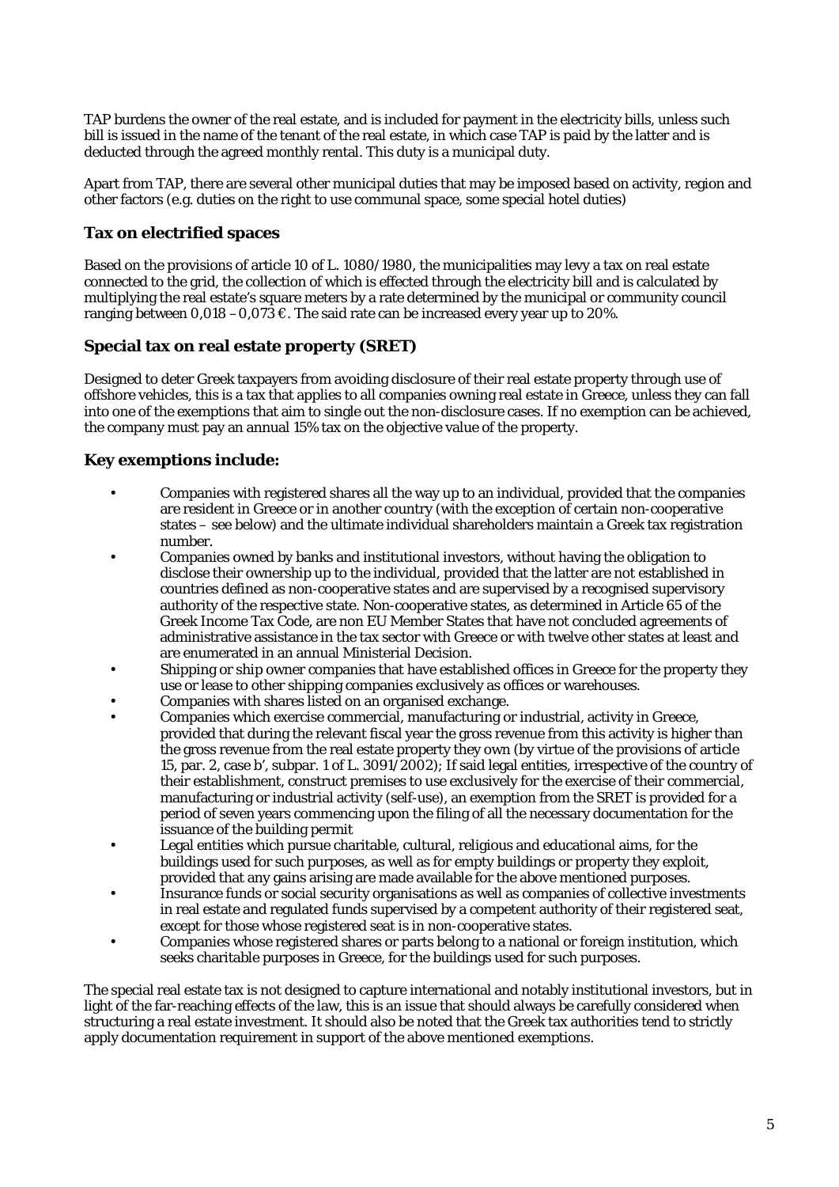TAP burdens the owner of the real estate, and is included for payment in the electricity bills, unless such bill is issued in the name of the tenant of the real estate, in which case TAP is paid by the latter and is deducted through the agreed monthly rental. This duty is a municipal duty.

Apart from TAP, there are several other municipal duties that may be imposed based on activity, region and other factors (e.g. duties on the right to use communal space, some special hotel duties)

## Tax on electrified spaces

Based on the provisions of article 10 of L. 1080/1980, the municipalities may levy a tax on real estate connected to the grid, the collection of which is effected through the electricity bill and is calculated by multiplying the real estate's square meters by a rate determined by the municipal or community council ranging between 0,018 – 0,073 €. The said rate can be increased every year up to 20%.

## Special tax on real estate property (SRET)

Designed to deter Greek taxpayers from avoiding disclosure of their real estate property through use of offshore vehicles, this is a tax that applies to all companies owning real estate in Greece, unless they can fall into one of the exemptions that aim to single out the non-disclosure cases. If no exemption can be achieved, the company must pay an annual 15% tax on the objective value of the property.

## Key exemptions include:

- Companies with registered shares all the way up to an individual, provided that the companies are resident in Greece or in another country (with the exception of certain non-cooperative states – see below) and the ultimate individual shareholders maintain a Greek tax registration number.
- Companies owned by banks and institutional investors, without having the obligation to disclose their ownership up to the individual, provided that the latter are not established in countries defined as non-cooperative states and are supervised by a recognised supervisory authority of the respective state. Non-cooperative states, as determined in Article 65 of the Greek Income Tax Code, are non EU Member States that have not concluded agreements of administrative assistance in the tax sector with Greece or with twelve other states at least and are enumerated in an annual Ministerial Decision.
- Shipping or ship owner companies that have established offices in Greece for the property they use or lease to other shipping companies exclusively as offices or warehouses.
- Companies with shares listed on an organised exchange.
- Companies which exercise commercial, manufacturing or industrial, activity in Greece, provided that during the relevant fiscal year the gross revenue from this activity is higher than the gross revenue from the real estate property they own (by virtue of the provisions of article 15, par. 2, case b', subpar. 1 of L. 3091/2002); If said legal entities, irrespective of the country of their establishment, construct premises to use exclusively for the exercise of their commercial, manufacturing or industrial activity (self-use), an exemption from the SRET is provided for a period of seven years commencing upon the filing of all the necessary documentation for the issuance of the building permit
- Legal entities which pursue charitable, cultural, religious and educational aims, for the buildings used for such purposes, as well as for empty buildings or property they exploit, provided that any gains arising are made available for the above mentioned purposes.
- Insurance funds or social security organisations as well as companies of collective investments in real estate and regulated funds supervised by a competent authority of their registered seat, except for those whose registered seat is in non-cooperative states.
- Companies whose registered shares or parts belong to a national or foreign institution, which seeks charitable purposes in Greece, for the buildings used for such purposes.

The special real estate tax is not designed to capture international and notably institutional investors, but in light of the far-reaching effects of the law, this is an issue that should always be carefully considered when structuring a real estate investment. It should also be noted that the Greek tax authorities tend to strictly apply documentation requirement in support of the above mentioned exemptions.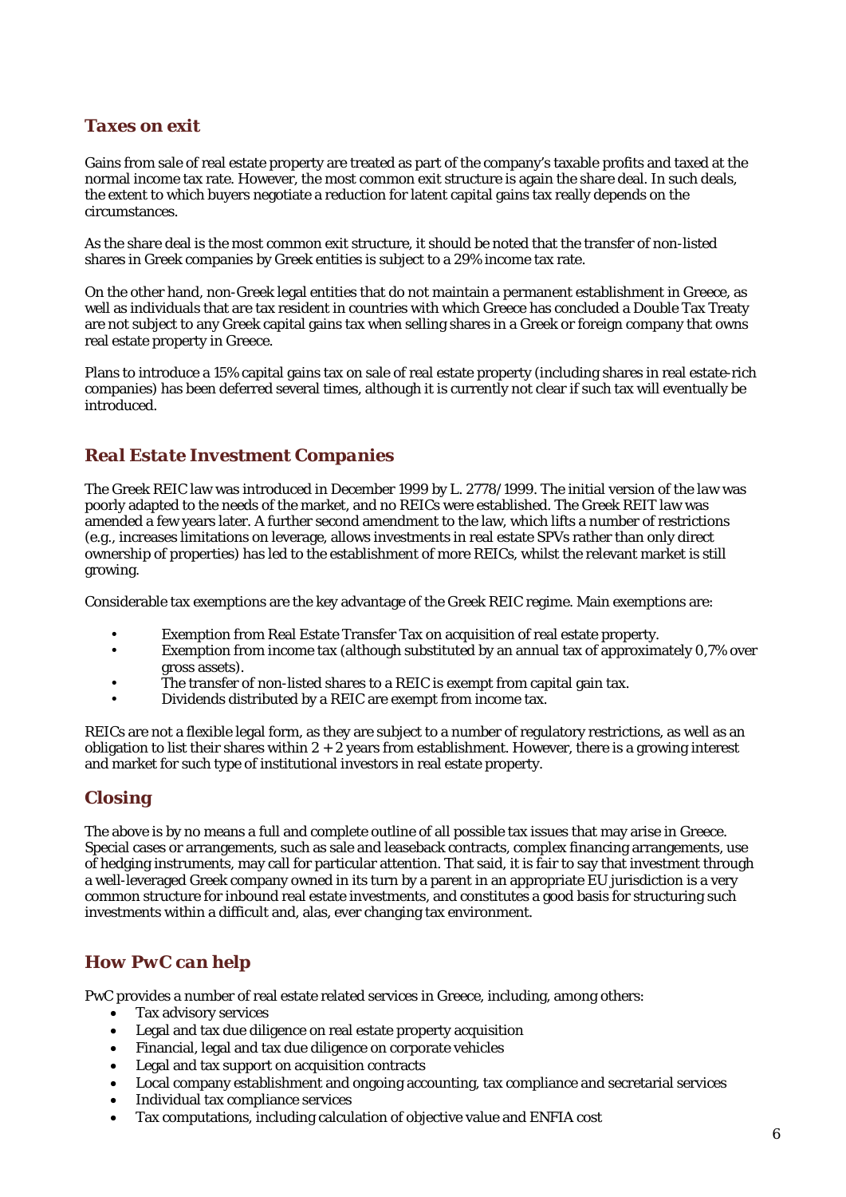## *Taxes on exit*

Gains from sale of real estate property are treated as part of the company's taxable profits and taxed at the normal income tax rate. However, the most common exit structure is again the share deal. In such deals, the extent to which buyers negotiate a reduction for latent capital gains tax really depends on the circumstances.

As the share deal is the most common exit structure, it should be noted that the transfer of non-listed shares in Greek companies by Greek entities is subject to a 29% income tax rate.

On the other hand, non-Greek legal entities that do not maintain a permanent establishment in Greece, as well as individuals that are tax resident in countries with which Greece has concluded a Double Tax Treaty are not subject to any Greek capital gains tax when selling shares in a Greek or foreign company that owns real estate property in Greece.

Plans to introduce a 15% capital gains tax on sale of real estate property (including shares in real estate-rich companies) has been deferred several times, although it is currently not clear if such tax will eventually be introduced.

## *Real Estate Investment Companies*

The Greek REIC law was introduced in December 1999 by L. 2778/1999. The initial version of the law was poorly adapted to the needs of the market, and no REICs were established. The Greek REIT law was amended a few years later. A further second amendment to the law, which lifts a number of restrictions (e.g., increases limitations on leverage, allows investments in real estate SPVs rather than only direct ownership of properties) has led to the establishment of more REICs, whilst the relevant market is still growing.

Considerable tax exemptions are the key advantage of the Greek REIC regime. Main exemptions are:

- Exemption from Real Estate Transfer Tax on acquisition of real estate property.
- Exemption from income tax (although substituted by an annual tax of approximately 0,7% over gross assets).
- The transfer of non-listed shares to a REIC is exempt from capital gain tax.
- Dividends distributed by a REIC are exempt from income tax.

REICs are not a flexible legal form, as they are subject to a number of regulatory restrictions, as well as an obligation to list their shares within 2 + 2 years from establishment. However, there is a growing interest and market for such type of institutional investors in real estate property.

## *Closing*

The above is by no means a full and complete outline of all possible tax issues that may arise in Greece. Special cases or arrangements, such as sale and leaseback contracts, complex financing arrangements, use of hedging instruments, may call for particular attention. That said, it is fair to say that investment through a well-leveraged Greek company owned in its turn by a parent in an appropriate EU jurisdiction is a very common structure for inbound real estate investments, and constitutes a good basis for structuring such investments within a difficult and, alas, ever changing tax environment.

## *How PwC can help*

PwC provides a number of real estate related services in Greece, including, among others:

- Tax advisory services
- Legal and tax due diligence on real estate property acquisition
- Financial, legal and tax due diligence on corporate vehicles
- Legal and tax support on acquisition contracts
- Local company establishment and ongoing accounting, tax compliance and secretarial services
- Individual tax compliance services
- Tax computations, including calculation of objective value and ENFIA cost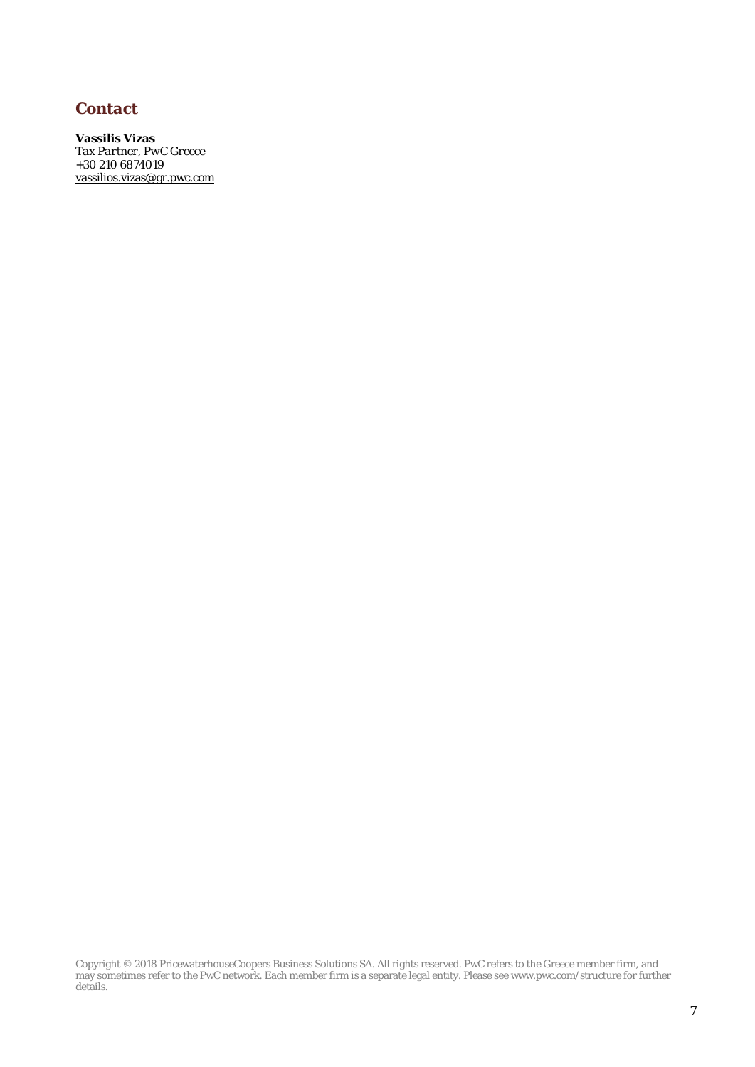## Contact

**Vassilis Vizas**
*Tax Partner, PwC Greece*
*+30 210 6874019*
vassilios.vizas@gr.pwc.com

Copyright © 2018 PricewaterhouseCoopers Business Solutions SA. All rights reserved. PwC refers to the Greece member firm, and may sometimes refer to the PwC network. Each member firm is a separate legal entity. Please see www.pwc.com/structure for further details.